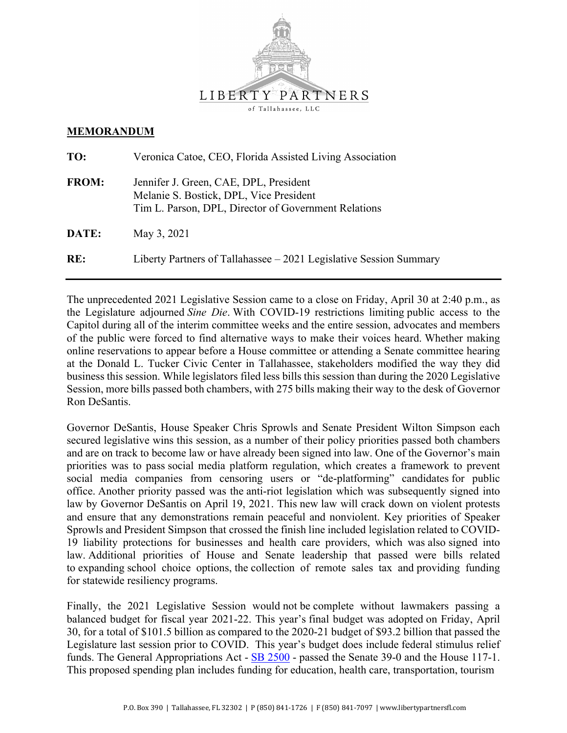LIBERTY PARTNERS

of Tallahassee, LLC

**MEMORANDUM**

**TO:** Veronica Catoe, CEO, Florida Assisted Living Association

**FROM:** Jennifer J. Green, CAE, DPL, President
Melanie S. Bostick, DPL, Vice President
Tim L. Parson, DPL, Director of Government Relations

**DATE:** May 3, 2021

**RE:** Liberty Partners of Tallahassee – 2021 Legislative Session Summary

---

The unprecedented 2021 Legislative Session came to a close on Friday, April 30 at 2:40 p.m., as the Legislature adjourned *Sine Die*. With COVID-19 restrictions limiting public access to the Capitol during all of the interim committee weeks and the entire session, advocates and members of the public were forced to find alternative ways to make their voices heard. Whether making online reservations to appear before a House committee or attending a Senate committee hearing at the Donald L. Tucker Civic Center in Tallahassee, stakeholders modified the way they did business this session. While legislators filed less bills this session than during the 2020 Legislative Session, more bills passed both chambers, with 275 bills making their way to the desk of Governor Ron DeSantis.

Governor DeSantis, House Speaker Chris Sprowls and Senate President Wilton Simpson each secured legislative wins this session, as a number of their policy priorities passed both chambers and are on track to become law or have already been signed into law. One of the Governor's main priorities was to pass social media platform regulation, which creates a framework to prevent social media companies from censoring users or "de-platforming" candidates for public office. Another priority passed was the anti-riot legislation which was subsequently signed into law by Governor DeSantis on April 19, 2021. This new law will crack down on violent protests and ensure that any demonstrations remain peaceful and nonviolent. Key priorities of Speaker Sprowls and President Simpson that crossed the finish line included legislation related to COVID-19 liability protections for businesses and health care providers, which was also signed into law. Additional priorities of House and Senate leadership that passed were bills related to expanding school choice options, the collection of remote sales tax and providing funding for statewide resiliency programs.

Finally, the 2021 Legislative Session would not be complete without lawmakers passing a balanced budget for fiscal year 2021-22. This year's final budget was adopted on Friday, April 30, for a total of $101.5 billion as compared to the 2020-21 budget of $93.2 billion that passed the Legislature last session prior to COVID. This year's budget does include federal stimulus relief funds. The General Appropriations Act - SB 2500 - passed the Senate 39-0 and the House 117-1. This proposed spending plan includes funding for education, health care, transportation, tourism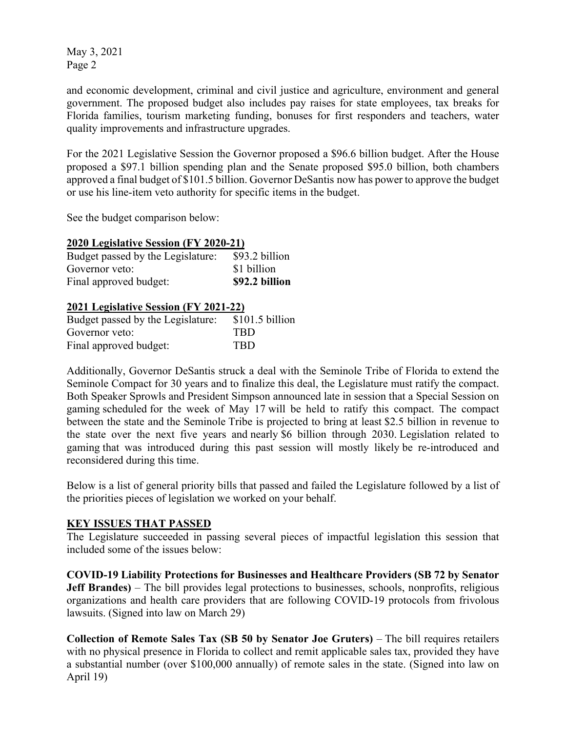and economic development, criminal and civil justice and agriculture, environment and general government. The proposed budget also includes pay raises for state employees, tax breaks for Florida families, tourism marketing funding, bonuses for first responders and teachers, water quality improvements and infrastructure upgrades.

For the 2021 Legislative Session the Governor proposed a $96.6 billion budget. After the House proposed a $97.1 billion spending plan and the Senate proposed $95.0 billion, both chambers approved a final budget of $101.5 billion. Governor DeSantis now has power to approve the budget or use his line-item veto authority for specific items in the budget.

See the budget comparison below:

**2020 Legislative Session (FY 2020-21)**

| | |
|---|---|
| Budget passed by the Legislature: | $93.2 billion |
| Governor veto: | $1 billion |
| Final approved budget: | **$92.2 billion** |

**2021 Legislative Session (FY 2021-22)**

| | |
|---|---|
| Budget passed by the Legislature: | $101.5 billion |
| Governor veto: | TBD |
| Final approved budget: | TBD |

Additionally, Governor DeSantis struck a deal with the Seminole Tribe of Florida to extend the Seminole Compact for 30 years and to finalize this deal, the Legislature must ratify the compact. Both Speaker Sprowls and President Simpson announced late in session that a Special Session on gaming scheduled for the week of May 17 will be held to ratify this compact. The compact between the state and the Seminole Tribe is projected to bring at least $2.5 billion in revenue to the state over the next five years and nearly $6 billion through 2030. Legislation related to gaming that was introduced during this past session will mostly likely be re-introduced and reconsidered during this time.

Below is a list of general priority bills that passed and failed the Legislature followed by a list of the priorities pieces of legislation we worked on your behalf.

## KEY ISSUES THAT PASSED

The Legislature succeeded in passing several pieces of impactful legislation this session that included some of the issues below:

**COVID-19 Liability Protections for Businesses and Healthcare Providers (SB 72 by Senator Jeff Brandes)** – The bill provides legal protections to businesses, schools, nonprofits, religious organizations and health care providers that are following COVID-19 protocols from frivolous lawsuits. (Signed into law on March 29)

**Collection of Remote Sales Tax (SB 50 by Senator Joe Gruters)** – The bill requires retailers with no physical presence in Florida to collect and remit applicable sales tax, provided they have a substantial number (over $100,000 annually) of remote sales in the state. (Signed into law on April 19)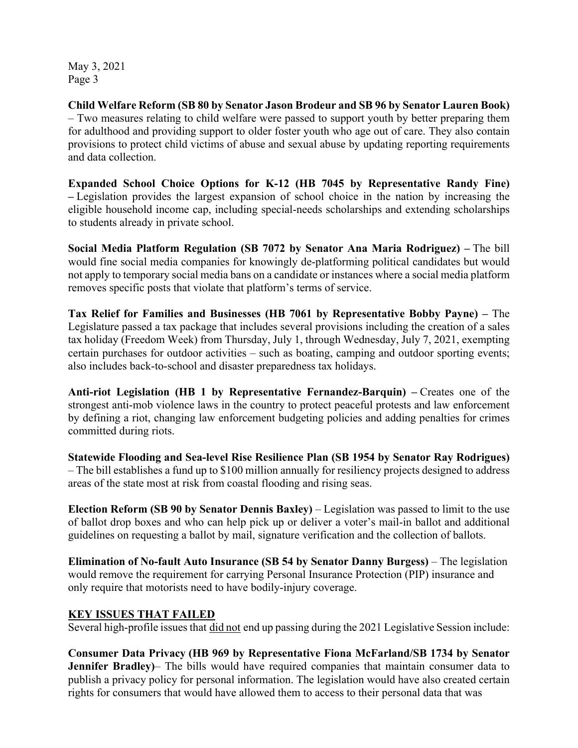**Child Welfare Reform (SB 80 by Senator Jason Brodeur and SB 96 by Senator Lauren Book)** – Two measures relating to child welfare were passed to support youth by better preparing them for adulthood and providing support to older foster youth who age out of care. They also contain provisions to protect child victims of abuse and sexual abuse by updating reporting requirements and data collection.

**Expanded School Choice Options for K-12 (HB 7045 by Representative Randy Fine) –** Legislation provides the largest expansion of school choice in the nation by increasing the eligible household income cap, including special-needs scholarships and extending scholarships to students already in private school.

**Social Media Platform Regulation (SB 7072 by Senator Ana Maria Rodriguez) –** The bill would fine social media companies for knowingly de-platforming political candidates but would not apply to temporary social media bans on a candidate or instances where a social media platform removes specific posts that violate that platform's terms of service.

**Tax Relief for Families and Businesses (HB 7061 by Representative Bobby Payne) –** The Legislature passed a tax package that includes several provisions including the creation of a sales tax holiday (Freedom Week) from Thursday, July 1, through Wednesday, July 7, 2021, exempting certain purchases for outdoor activities – such as boating, camping and outdoor sporting events; also includes back-to-school and disaster preparedness tax holidays.

**Anti-riot Legislation (HB 1 by Representative Fernandez-Barquin) –** Creates one of the strongest anti-mob violence laws in the country to protect peaceful protests and law enforcement by defining a riot, changing law enforcement budgeting policies and adding penalties for crimes committed during riots.

**Statewide Flooding and Sea-level Rise Resilience Plan (SB 1954 by Senator Ray Rodrigues)** – The bill establishes a fund up to $100 million annually for resiliency projects designed to address areas of the state most at risk from coastal flooding and rising seas.

**Election Reform (SB 90 by Senator Dennis Baxley)** – Legislation was passed to limit to the use of ballot drop boxes and who can help pick up or deliver a voter's mail-in ballot and additional guidelines on requesting a ballot by mail, signature verification and the collection of ballots.

**Elimination of No-fault Auto Insurance (SB 54 by Senator Danny Burgess)** – The legislation would remove the requirement for carrying Personal Insurance Protection (PIP) insurance and only require that motorists need to have bodily-injury coverage.

## KEY ISSUES THAT FAILED

Several high-profile issues that did not end up passing during the 2021 Legislative Session include:

**Consumer Data Privacy (HB 969 by Representative Fiona McFarland/SB 1734 by Senator Jennifer Bradley)**– The bills would have required companies that maintain consumer data to publish a privacy policy for personal information. The legislation would have also created certain rights for consumers that would have allowed them to access to their personal data that was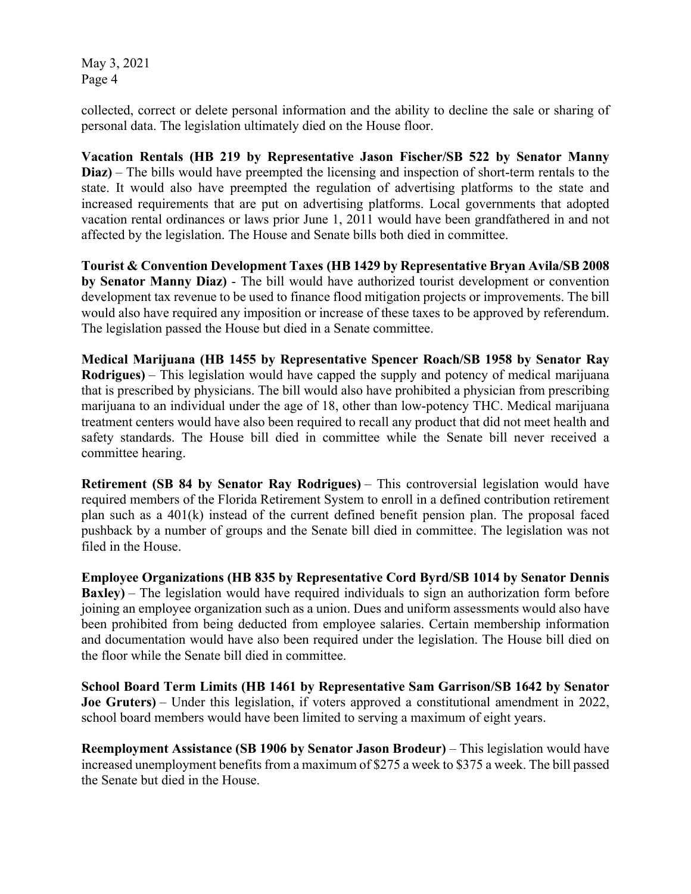collected, correct or delete personal information and the ability to decline the sale or sharing of personal data. The legislation ultimately died on the House floor.

**Vacation Rentals (HB 219 by Representative Jason Fischer/SB 522 by Senator Manny Diaz)** – The bills would have preempted the licensing and inspection of short-term rentals to the state. It would also have preempted the regulation of advertising platforms to the state and increased requirements that are put on advertising platforms. Local governments that adopted vacation rental ordinances or laws prior June 1, 2011 would have been grandfathered in and not affected by the legislation. The House and Senate bills both died in committee.

**Tourist & Convention Development Taxes (HB 1429 by Representative Bryan Avila/SB 2008 by Senator Manny Diaz)** - The bill would have authorized tourist development or convention development tax revenue to be used to finance flood mitigation projects or improvements. The bill would also have required any imposition or increase of these taxes to be approved by referendum. The legislation passed the House but died in a Senate committee.

**Medical Marijuana (HB 1455 by Representative Spencer Roach/SB 1958 by Senator Ray Rodrigues)** – This legislation would have capped the supply and potency of medical marijuana that is prescribed by physicians. The bill would also have prohibited a physician from prescribing marijuana to an individual under the age of 18, other than low-potency THC. Medical marijuana treatment centers would have also been required to recall any product that did not meet health and safety standards. The House bill died in committee while the Senate bill never received a committee hearing.

**Retirement (SB 84 by Senator Ray Rodrigues)** – This controversial legislation would have required members of the Florida Retirement System to enroll in a defined contribution retirement plan such as a 401(k) instead of the current defined benefit pension plan. The proposal faced pushback by a number of groups and the Senate bill died in committee. The legislation was not filed in the House.

**Employee Organizations (HB 835 by Representative Cord Byrd/SB 1014 by Senator Dennis Baxley)** – The legislation would have required individuals to sign an authorization form before joining an employee organization such as a union. Dues and uniform assessments would also have been prohibited from being deducted from employee salaries. Certain membership information and documentation would have also been required under the legislation. The House bill died on the floor while the Senate bill died in committee.

**School Board Term Limits (HB 1461 by Representative Sam Garrison/SB 1642 by Senator Joe Gruters)** – Under this legislation, if voters approved a constitutional amendment in 2022, school board members would have been limited to serving a maximum of eight years.

**Reemployment Assistance (SB 1906 by Senator Jason Brodeur)** – This legislation would have increased unemployment benefits from a maximum of $275 a week to $375 a week. The bill passed the Senate but died in the House.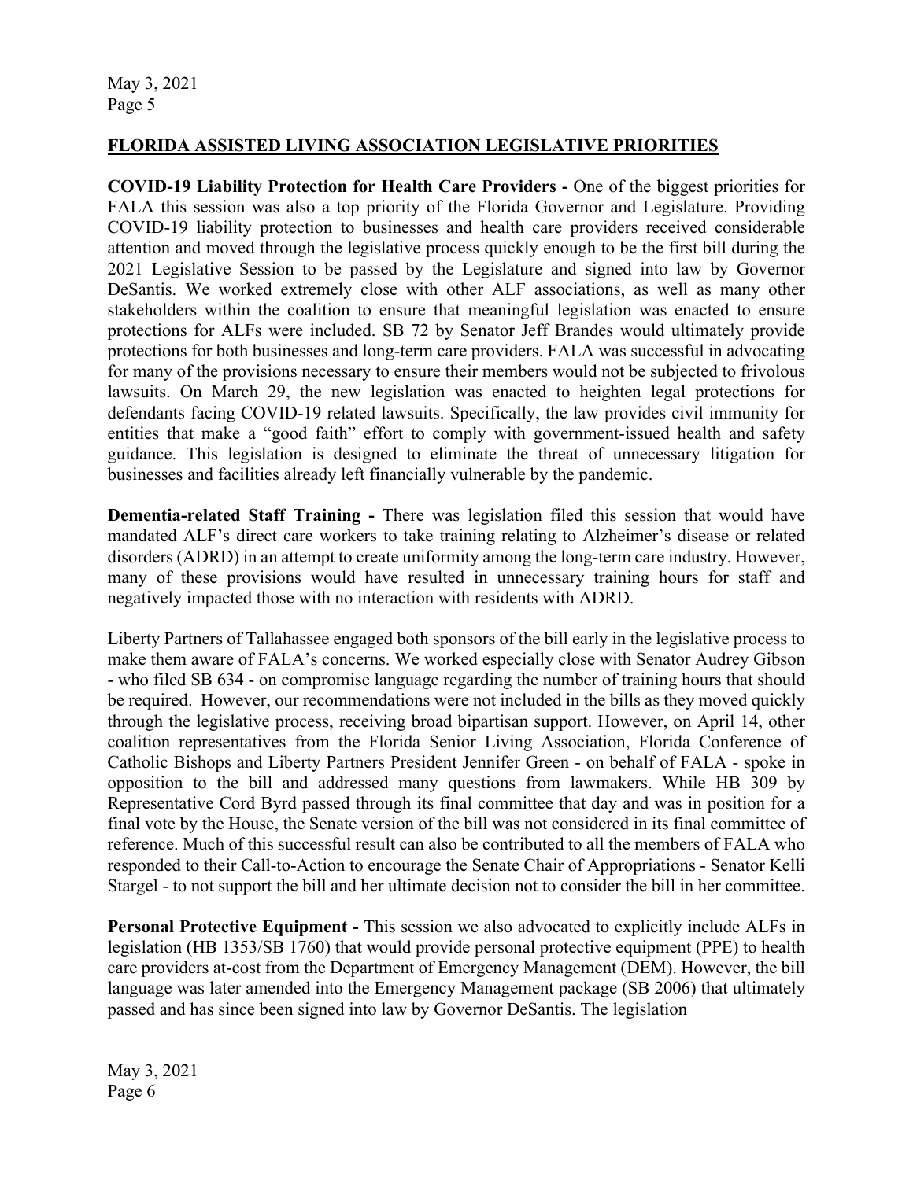## FLORIDA ASSISTED LIVING ASSOCIATION LEGISLATIVE PRIORITIES

**COVID-19 Liability Protection for Health Care Providers -** One of the biggest priorities for FALA this session was also a top priority of the Florida Governor and Legislature. Providing COVID-19 liability protection to businesses and health care providers received considerable attention and moved through the legislative process quickly enough to be the first bill during the 2021 Legislative Session to be passed by the Legislature and signed into law by Governor DeSantis. We worked extremely close with other ALF associations, as well as many other stakeholders within the coalition to ensure that meaningful legislation was enacted to ensure protections for ALFs were included. SB 72 by Senator Jeff Brandes would ultimately provide protections for both businesses and long-term care providers. FALA was successful in advocating for many of the provisions necessary to ensure their members would not be subjected to frivolous lawsuits. On March 29, the new legislation was enacted to heighten legal protections for defendants facing COVID-19 related lawsuits. Specifically, the law provides civil immunity for entities that make a "good faith" effort to comply with government-issued health and safety guidance. This legislation is designed to eliminate the threat of unnecessary litigation for businesses and facilities already left financially vulnerable by the pandemic.

**Dementia-related Staff Training -** There was legislation filed this session that would have mandated ALF's direct care workers to take training relating to Alzheimer's disease or related disorders (ADRD) in an attempt to create uniformity among the long-term care industry. However, many of these provisions would have resulted in unnecessary training hours for staff and negatively impacted those with no interaction with residents with ADRD.

Liberty Partners of Tallahassee engaged both sponsors of the bill early in the legislative process to make them aware of FALA's concerns. We worked especially close with Senator Audrey Gibson - who filed SB 634 - on compromise language regarding the number of training hours that should be required. However, our recommendations were not included in the bills as they moved quickly through the legislative process, receiving broad bipartisan support. However, on April 14, other coalition representatives from the Florida Senior Living Association, Florida Conference of Catholic Bishops and Liberty Partners President Jennifer Green - on behalf of FALA - spoke in opposition to the bill and addressed many questions from lawmakers. While HB 309 by Representative Cord Byrd passed through its final committee that day and was in position for a final vote by the House, the Senate version of the bill was not considered in its final committee of reference. Much of this successful result can also be contributed to all the members of FALA who responded to their Call-to-Action to encourage the Senate Chair of Appropriations - Senator Kelli Stargel - to not support the bill and her ultimate decision not to consider the bill in her committee.

**Personal Protective Equipment -** This session we also advocated to explicitly include ALFs in legislation (HB 1353/SB 1760) that would provide personal protective equipment (PPE) to health care providers at-cost from the Department of Emergency Management (DEM). However, the bill language was later amended into the Emergency Management package (SB 2006) that ultimately passed and has since been signed into law by Governor DeSantis. The legislation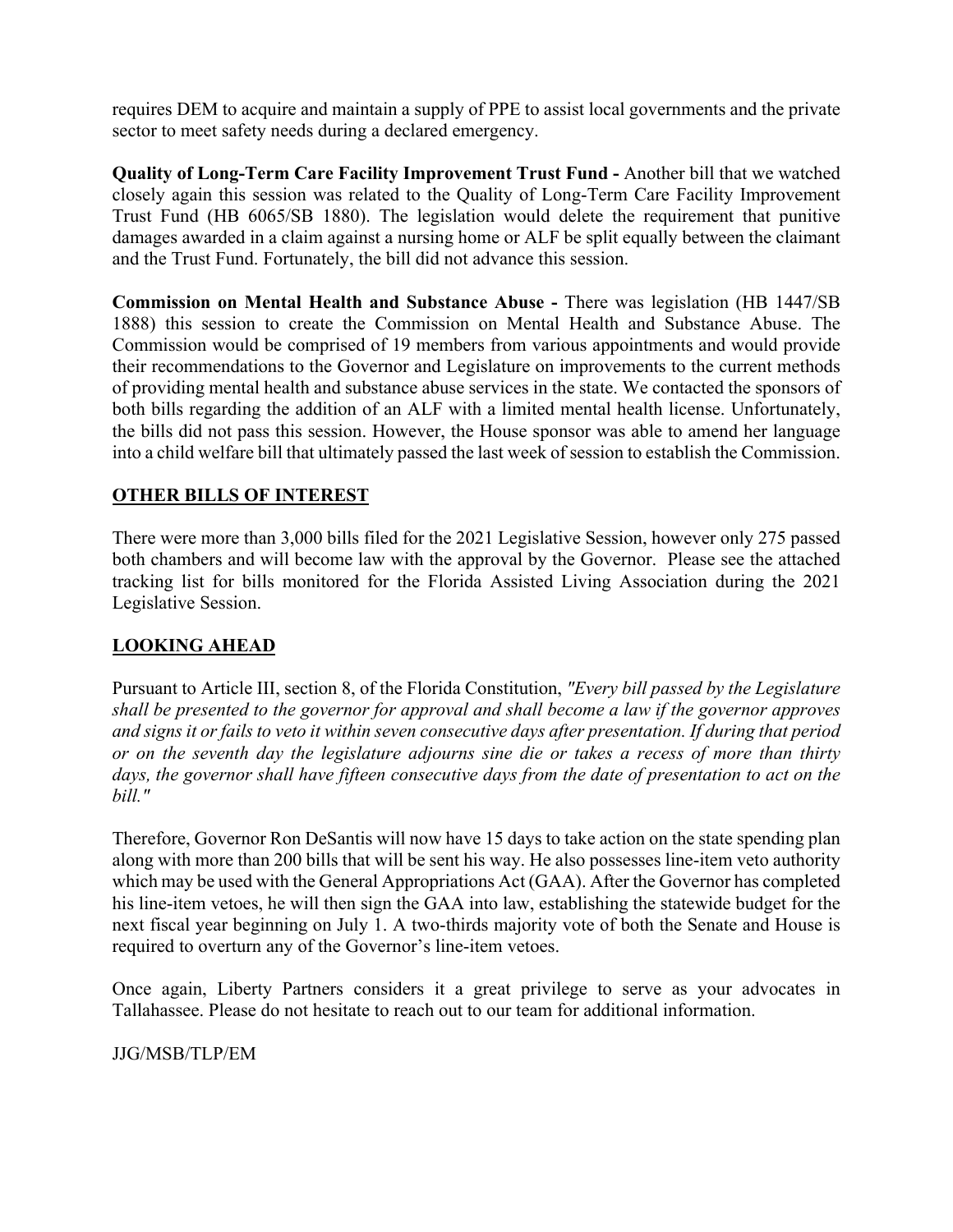requires DEM to acquire and maintain a supply of PPE to assist local governments and the private sector to meet safety needs during a declared emergency.

**Quality of Long-Term Care Facility Improvement Trust Fund -** Another bill that we watched closely again this session was related to the Quality of Long-Term Care Facility Improvement Trust Fund (HB 6065/SB 1880). The legislation would delete the requirement that punitive damages awarded in a claim against a nursing home or ALF be split equally between the claimant and the Trust Fund. Fortunately, the bill did not advance this session.

**Commission on Mental Health and Substance Abuse -** There was legislation (HB 1447/SB 1888) this session to create the Commission on Mental Health and Substance Abuse. The Commission would be comprised of 19 members from various appointments and would provide their recommendations to the Governor and Legislature on improvements to the current methods of providing mental health and substance abuse services in the state. We contacted the sponsors of both bills regarding the addition of an ALF with a limited mental health license. Unfortunately, the bills did not pass this session. However, the House sponsor was able to amend her language into a child welfare bill that ultimately passed the last week of session to establish the Commission.

## OTHER BILLS OF INTEREST

There were more than 3,000 bills filed for the 2021 Legislative Session, however only 275 passed both chambers and will become law with the approval by the Governor. Please see the attached tracking list for bills monitored for the Florida Assisted Living Association during the 2021 Legislative Session.

## LOOKING AHEAD

Pursuant to Article III, section 8, of the Florida Constitution, *"Every bill passed by the Legislature shall be presented to the governor for approval and shall become a law if the governor approves and signs it or fails to veto it within seven consecutive days after presentation. If during that period or on the seventh day the legislature adjourns sine die or takes a recess of more than thirty days, the governor shall have fifteen consecutive days from the date of presentation to act on the bill."*

Therefore, Governor Ron DeSantis will now have 15 days to take action on the state spending plan along with more than 200 bills that will be sent his way. He also possesses line-item veto authority which may be used with the General Appropriations Act (GAA). After the Governor has completed his line-item vetoes, he will then sign the GAA into law, establishing the statewide budget for the next fiscal year beginning on July 1. A two-thirds majority vote of both the Senate and House is required to overturn any of the Governor's line-item vetoes.

Once again, Liberty Partners considers it a great privilege to serve as your advocates in Tallahassee. Please do not hesitate to reach out to our team for additional information.

JJG/MSB/TLP/EM